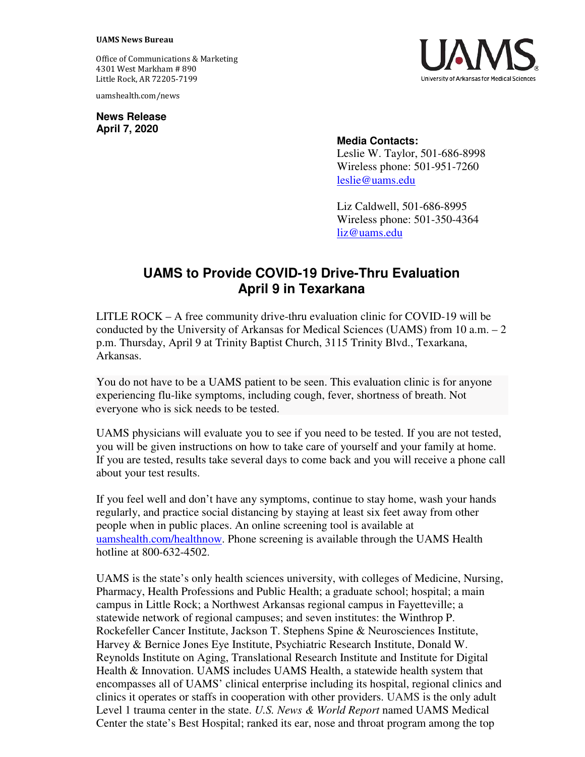**UAMS News Bureau**

Office of Communications & Marketing
4301 West Markham # 890
Little Rock, AR 72205-7199

uamshealth.com/news

**News Release**
**April 7, 2020**

**Media Contacts:**
Leslie W. Taylor, 501-686-8998
Wireless phone: 501-951-7260
leslie@uams.edu

Liz Caldwell, 501-686-8995
Wireless phone: 501-350-4364
liz@uams.edu

# UAMS to Provide COVID-19 Drive-Thru Evaluation April 9 in Texarkana

LITLE ROCK – A free community drive-thru evaluation clinic for COVID-19 will be conducted by the University of Arkansas for Medical Sciences (UAMS) from 10 a.m. – 2 p.m. Thursday, April 9 at Trinity Baptist Church, 3115 Trinity Blvd., Texarkana, Arkansas.

You do not have to be a UAMS patient to be seen. This evaluation clinic is for anyone experiencing flu-like symptoms, including cough, fever, shortness of breath. Not everyone who is sick needs to be tested.

UAMS physicians will evaluate you to see if you need to be tested. If you are not tested, you will be given instructions on how to take care of yourself and your family at home. If you are tested, results take several days to come back and you will receive a phone call about your test results.

If you feel well and don't have any symptoms, continue to stay home, wash your hands regularly, and practice social distancing by staying at least six feet away from other people when in public places. An online screening tool is available at uamshealth.com/healthnow. Phone screening is available through the UAMS Health hotline at 800-632-4502.

UAMS is the state's only health sciences university, with colleges of Medicine, Nursing, Pharmacy, Health Professions and Public Health; a graduate school; hospital; a main campus in Little Rock; a Northwest Arkansas regional campus in Fayetteville; a statewide network of regional campuses; and seven institutes: the Winthrop P. Rockefeller Cancer Institute, Jackson T. Stephens Spine & Neurosciences Institute, Harvey & Bernice Jones Eye Institute, Psychiatric Research Institute, Donald W. Reynolds Institute on Aging, Translational Research Institute and Institute for Digital Health & Innovation. UAMS includes UAMS Health, a statewide health system that encompasses all of UAMS' clinical enterprise including its hospital, regional clinics and clinics it operates or staffs in cooperation with other providers. UAMS is the only adult Level 1 trauma center in the state. *U.S. News & World Report* named UAMS Medical Center the state's Best Hospital; ranked its ear, nose and throat program among the top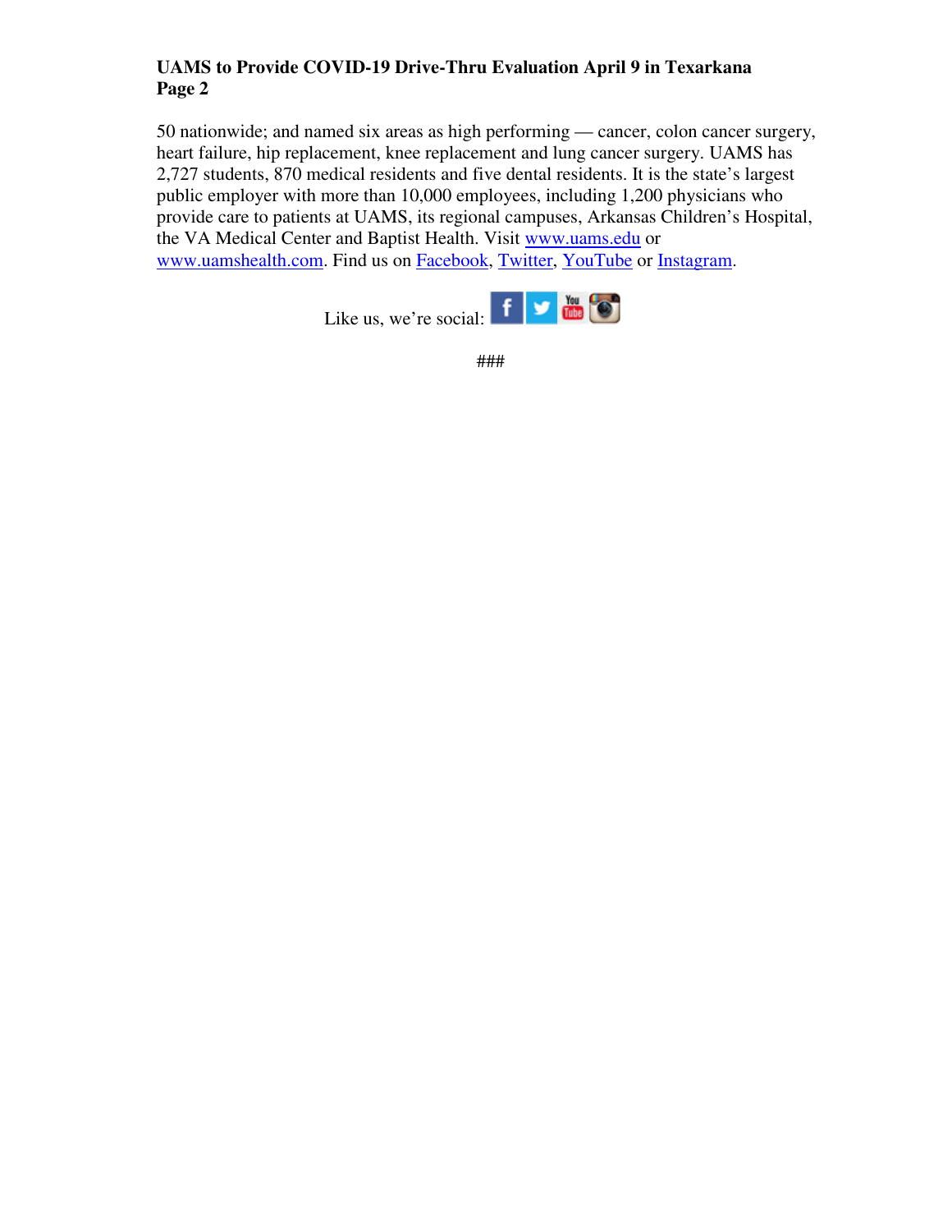50 nationwide; and named six areas as high performing — cancer, colon cancer surgery, heart failure, hip replacement, knee replacement and lung cancer surgery. UAMS has 2,727 students, 870 medical residents and five dental residents. It is the state's largest public employer with more than 10,000 employees, including 1,200 physicians who provide care to patients at UAMS, its regional campuses, Arkansas Children's Hospital, the VA Medical Center and Baptist Health. Visit www.uams.edu or www.uamshealth.com. Find us on Facebook, Twitter, YouTube or Instagram.

Like us, we're social:

###